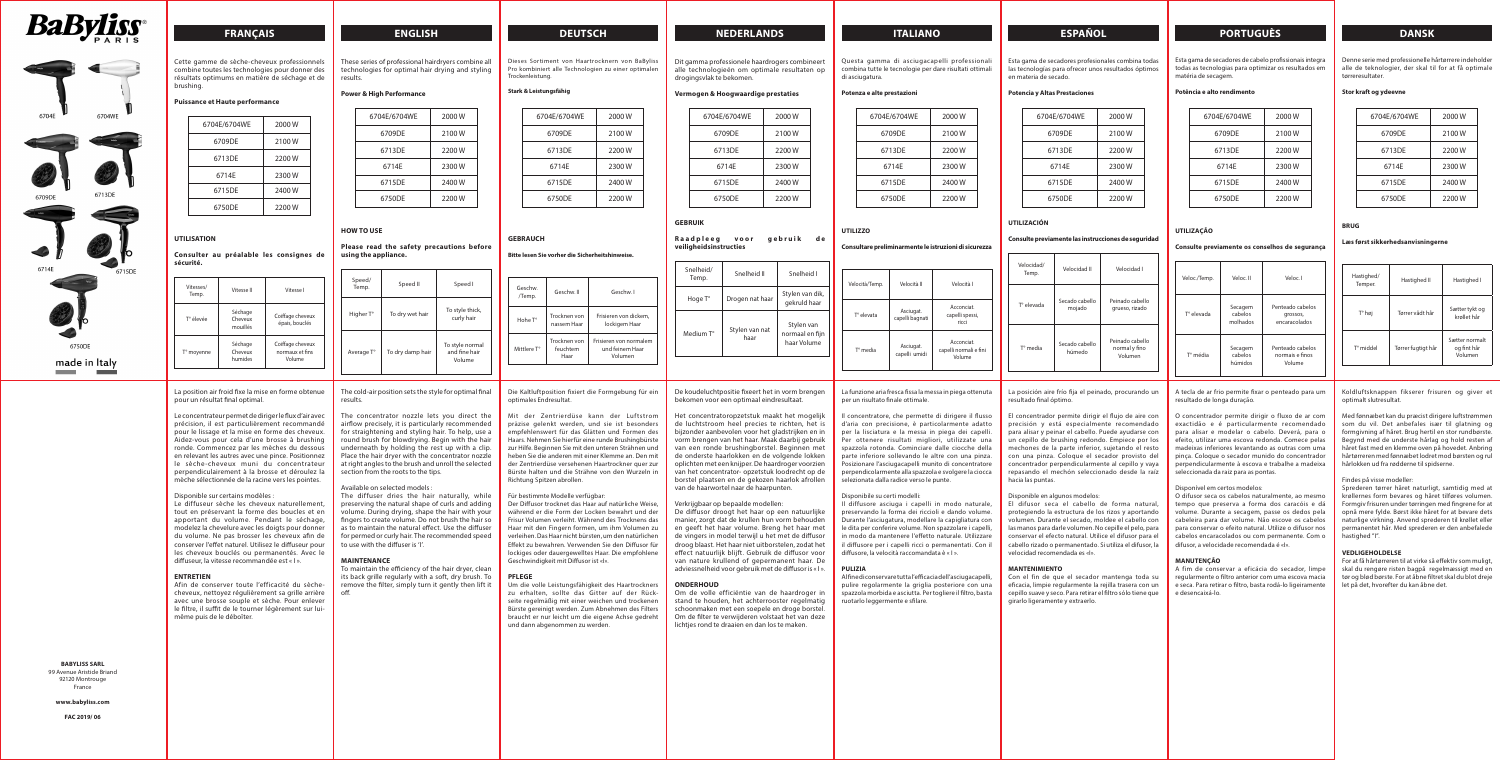BaByliss PARIS

6704E 6704WE 6709DE 6713DE 6714E 6715DE 6750DE

made in Italy

## FRANÇAIS

Cette gamme de sèche-cheveux professionnels combine toutes les technologies pour donner des résultats optimums en matière de séchage et de brushing.

### Puissance et Haute performance

| 6704E/6704WE | 2000 W |
|---|---|
| 6709DE | 2100 W |
| 6713DE | 2200 W |
| 6714E | 2300 W |
| 6715DE | 2400 W |
| 6750DE | 2200 W |

### UTILISATION

**Consulter au préalable les consignes de sécurité.**

| Vitesses/ Temp. | Vitesse II | Vitesse I |
|---|---|---|
| T° élevée | Séchage Cheveux mouillés | Coiffage cheveux épais, bouclés |
| T° moyenne | Séchage Cheveux humides | Coiffage cheveux normaux et fins Volume |

La position air froid fixe la mise en forme obtenue pour un résultat final optimal.

Le concentrateur permet de diriger le flux d'air avec précision, il est particulièrement recommandé pour le lissage et la mise en forme des cheveux. Aidez-vous pour cela d'une brosse à brushing ronde. Commencez par les mèches du dessous en relevant les autres avec une pince. Positionnez le sèche-cheveux muni du concentrateur perpendiculairement à la brosse et déroulez la mèche sélectionnée de la racine vers les pointes.

Disponible sur certains modèles :
Le diffuseur sèche les cheveux naturellement, tout en préservant la forme des boucles et en apportant du volume. Pendant le séchage, modelez la chevelure avec les doigts pour donner du volume. Ne pas brosser les cheveux afin de conserver l'effet naturel. Utilisez le diffuseur pour les cheveux bouclés ou permanentés. Avec le diffuseur, la vitesse recommandée est « I ».

### ENTRETIEN

Afin de conserver toute l'efficacité du sèche-cheveux, nettoyez régulièrement sa grille arrière avec une brosse souple et sèche. Pour enlever le filtre, il suffit de le tourner légèrement sur lui-même puis de le déboîter.

## ENGLISH

These series of professional hairdryers combine all technologies for optimal hair drying and styling results.

### Power & High Performance

| 6704E/6704WE | 2000 W |
|---|---|
| 6709DE | 2100 W |
| 6713DE | 2200 W |
| 6714E | 2300 W |
| 6715DE | 2400 W |
| 6750DE | 2200 W |

### HOW TO USE

**Please read the safety precautions before using the appliance.**

| Speed/ Temp. | Speed II | Speed I |
|---|---|---|
| Higher T° | To dry wet hair | To style thick, curly hair |
| Average T° | To dry damp hair | To style normal and fine hair Volume |

The cold-air position sets the style for optimal final results.

The concentrator nozzle lets you direct the airflow precisely, it is particularly recommended for straightening and styling hair. To help, use a round brush for blowdrying. Begin with the hair underneath by holding the rest up with a clip. Place the hair dryer with the concentrator nozzle at right angles to the brush and unroll the selected section from the roots to the tips.

Available on selected models :
The diffuser dries the hair naturally, while preserving the natural shape of curls and adding volume. During drying, shape the hair with your fingers to create volume. Do not brush the hair so as to maintain the natural effect. Use the diffuser for permed or curly hair. The recommended speed to use with the diffuser is "I".

### MAINTENANCE

To maintain the efficiency of the hair dryer, clean its back grille regularly with a soft, dry brush. To remove the filter, simply turn it gently then lift it off.

## DEUTSCH

Dieses Sortiment von Haartrocknern von BaByliss Pro kombiniert alle Technologien zu einer optimalen Trockenleistung.

### Stark & Leistungsfähig

| 6704E/6704WE | 2000 W |
|---|---|
| 6709DE | 2100 W |
| 6713DE | 2200 W |
| 6714E | 2300 W |
| 6715DE | 2400 W |
| 6750DE | 2200 W |

### GEBRAUCH

**Bitte lesen Sie vorher die Sicherheitshinweise.**

| Geschw. /Temp. | Geschw. II | Geschw. I |
|---|---|---|
| Hohe T° | Trocknen von nassem Haar | Frisieren von dickem, lockigem Haar |
| Mittlere T° | Trocknen von feuchtem Haar | Frisieren von normalem und feinem Haar Volumen |

Die Kaltluftposition fixiert die Formgebung für ein optimales Endresultat.

Mit der Zentrierdüse kann der Luftstrom präzise gelenkt werden, und sie ist besonders empfehlenswert für das Glätten und Formen des Haars. Nehmen Sie hierfür eine runde Brushingbürste zur Hilfe. Beginnen Sie mit den unteren Strähnen und heben Sie die anderen mit einer Klemme an. Den mit der Zentrierdüse versehenen Haartrockner quer zur Bürste halten und die Strähne von den Wurzeln in Richtung Spitzen abrollen.

Für bestimmte Modelle verfügbar:
Der Diffusor trocknet das Haar auf natürliche Weise, während er die Form der Locken bewahrt und der Frisur Volumen verleiht. Während des Trocknens das Haar mit den Fingern formen, um ihm Volumen zu verleihen. Das Haar nicht bürsten, um den natürlichen Effekt zu bewahren. Verwenden Sie den Diffusor für lockiges oder dauergewelltes Haar. Die empfohlene Geschwindigkeit mit Diffusor ist «I».

### PFLEGE

Um die volle Leistungsfähigkeit des Haartrockners zu erhalten, sollte das Gitter auf der Rückseite regelmäßig mit einer weichen und trockenen Bürste gereinigt werden. Zum Abnehmen des Filters braucht er nur leicht um die eigene Achse gedreht und dann abgenommen zu werden.

## NEDERLANDS

Dit gamma professionele haardrogers combineert alle technologieën om optimale resultaten op drogingsvlak te bekomen.

### Vermogen & Hoogwaardige prestaties

| 6704E/6704WE | 2000 W |
|---|---|
| 6709DE | 2100 W |
| 6713DE | 2200 W |
| 6714E | 2300 W |
| 6715DE | 2400 W |
| 6750DE | 2200 W |

### GEBRUIK

**Raadpleeg voor gebruik de veiligheidsinstructies**

| Snelheid/ Temp. | Snelheid II | Snelheid I |
|---|---|---|
| Hoge T° | Drogen nat haar | Stylen van dik, gekruld haar |
| Medium T° | Stylen van nat haar | Stylen van normaal en fijn haar Volume |

De koudeluchtpositie fixeert het in vorm brengen bekomen voor een optimaal eindresultaat.

Het concentratoropzetstuk maakt het mogelijk de luchtstroom heel precies te richten, het is bijzonder aanbevolen voor het gladstrijken en in vorm brengen van het haar. Maak daarbij gebruik van een ronde brushingborstel. Beginnen met de onderste haarlokken en de volgende lokken oplichten met een knijper. De haardroger voorzien van het concentrator- opzetstuk loodrecht op de borstel plaatsen en de gekozen haarlok afrollen van de haarwortel naar de haarpunten.

Verkrijgbaar op bepaalde modellen:
De diffusor droogt het haar op een natuurlijke manier, zorgt dat de krullen hun vorm behouden en geeft het haar volume. Breng het haar met de vingers in model terwijl u het met de diffusor droog blaast. Het haar niet uitborstelen, zodat het effect natuurlijk blijft. Gebruik de diffusor voor van nature krullend of gepermanent haar. De adviessnelheid voor gebruik met de diffusor is « I ».

### ONDERHOUD

Om de volle efficiëntie van de haardroger in stand te houden, het achterrooster regelmatig schoonmaken met een soepele en droge borstel. Om de filter te verwijderen volstaat het van deze lichtjes rond te draaien en dan los te maken.

## ITALIANO

Questa gamma di asciugacapelli professionali combina tutte le tecnologie per dare risultati ottimali di asciugatura.

### Potenza e alte prestazioni

| 6704E/6704WE | 2000 W |
|---|---|
| 6709DE | 2100 W |
| 6713DE | 2200 W |
| 6714E | 2300 W |
| 6715DE | 2400 W |
| 6750DE | 2200 W |

### UTILIZZO

**Consultare preliminarmente le istruzioni di sicurezza**

| Velocità/Temp. | Velocità II | Velocità I |
|---|---|---|
| T° elevata | Asciugat. capelli bagnati | Acconciat. capelli spessi, ricci |
| T° media | Asciugat. capelli umidi | Acconciat. capelli normali e fini Volume |

La funzione aria fresca fissa la messa in piega ottenuta per un risultato finale ottimale.

Il concentratore, che permette di dirigere il flusso d'aria con precisione, è particolarmente adatto per la lisciatura e la messa in piega dei capelli. Per ottenere risultati migliori, utilizzate una spazzola rotonda. Cominciate dalle ciocche della parte inferiore sollevando le altre con una pinza. Posizionare l'asciugacapelli munito di concentratore perpendicolarmente alla spazzola e svolgere la ciocca selezionata dalla radice verso le punte.

Disponibile su certi modelli:
Il diffusore asciuga i capelli in modo naturale, preservando la forma dei riccioli e dando volume. Durante l'asciugatura, modellare la capigliatura con le dita per conferire volume. Non spazzolare i capelli, in modo da mantenere l'effetto naturale. Utilizzare il diffusore per i capelli ricci o permanentati. Con il diffusore, la velocità raccomandata è « I ».

### PULIZIA

Al fine di conservare tutta l'efficacia dell'asciugacapelli, pulire regolarmente la griglia posteriore con una spazzola morbida e asciutta. Per togliere il filtro, basta ruotarlo leggermente e sfilare.

## ESPAÑOL

Esta gama de secadores profesionales combina todas las tecnologías para ofrecer unos resultados óptimos en materia de secado.

### Potencia y Altas Prestaciones

| 6704E/6704WE | 2000 W |
|---|---|
| 6709DE | 2100 W |
| 6713DE | 2200 W |
| 6714E | 2300 W |
| 6715DE | 2400 W |
| 6750DE | 2200 W |

### UTILIZACIÓN

**Consulte previamente las instrucciones de seguridad**

| Velocidad/ Temp. | Velocidad II | Velocidad I |
|---|---|---|
| T° elevada | Secado cabello mojado | Peinado cabello grueso, rizado |
| T° media | Secado cabello húmedo | Peinado cabello normal y fino Volumen |

La posición aire frío fija el peinado, procurando un resultado final óptimo.

El concentrador permite dirigir el flujo de aire con precisión y está especialmente recomendado para alisar y peinar el cabello. Puede ayudarse con un cepillo de brushing redondo. Empiece por los mechones de la parte inferior, sujetando el resto con una pinza. Coloque el secador provisto del concentrador perpendicularmente al cepillo y vaya repasando el mechón seleccionado desde la raíz hacia las puntas.

Disponible en algunos modelos:
El difusor seca el cabello de forma natural, protegiendo la estructura de los rizos y aportando volumen. Durante el secado, moldee el cabello con las manos para darle volumen. No cepille el pelo, para conservar el efecto natural. Utilice el difusor para el cabello rizado o permanentado. Si utiliza el difusor, la velocidad recomendada es «I».

### MANTENIMIENTO

Con el fin de que el secador mantenga toda su eficacia, limpie regularmente la rejilla trasera con un cepillo suave y seco. Para retirar el filtro sólo tiene que girarlo ligeramente y extraerlo.

## PORTUGUÊS

Esta gama de secadores de cabelo profissionais integra todas as tecnologias para optimizar os resultados em matéria de secagem.

### Potência e alto rendimento

| 6704E/6704WE | 2000 W |
|---|---|
| 6709DE | 2100 W |
| 6713DE | 2200 W |
| 6714E | 2300 W |
| 6715DE | 2400 W |
| 6750DE | 2200 W |

### UTILIZAÇÃO

**Consulte previamente os conselhos de segurança**

| Veloc./Temp. | Veloc. II | Veloc. I |
|---|---|---|
| T° elevada | Secagem cabelos molhados | Penteado cabelos grossos, encaracolados |
| T° média | Secagem cabelos húmidos | Penteado cabelos normais e finos Volume |

A tecla de ar frio permite fixar o penteado para um resultado de longa duração.

O concentrador permite dirigir o fluxo de ar com exactidão e é particularmente recomendado para alisar e modelar o cabelo. Deverá, para o efeito, utilizar uma escova redonda. Comece pelas madeixas inferiores levantando as outras com uma pinça. Coloque o secador munido do concentrador perpendicularmente à escova e trabalhe a madeixa seleccionada da raiz para as pontas.

Disponível em certos modelos:
O difusor seca os cabelos naturalmente, ao mesmo tempo que preserva a forma dos caracóis e dá volume. Durante a secagem, passe os dedos pela cabeleira para dar volume. Não escove os cabelos para conservar o efeito natural. Utilize o difusor nos cabelos encaracolados ou com permanente. Com o difusor, a velocidade recomendada é «I».

### MANUTENÇÃO

A fim de conservar a eficácia do secador, limpe regularmente o filtro anterior com uma escova macia e seca. Para retirar o filtro, basta rodá-lo ligeiramente e desencaixá-lo.

## DANSK

Denne serie med professionelle hårtørrere indeholder alle de teknologier, der skal til for at få optimale tørreresultater.

### Stor kraft og ydeevne

| 6704E/6704WE | 2000 W |
|---|---|
| 6709DE | 2100 W |
| 6713DE | 2200 W |
| 6714E | 2300 W |
| 6715DE | 2400 W |
| 6750DE | 2200 W |

### BRUG

**Læs først sikkerhedsanvisningerne**

| Hastighed/ Temper | Hastighed II | Hastighed I |
|---|---|---|
| T° høj | Tørrer vådt hår | Sætter tykt og krøllet hår |
| T° middel | Tørrer fugtigt hår | Sætter normalt og fint hår Volumen |

Koldluftsknappen fikserer frisuren og giver et optimalt slutresultat.

Med føneæbet kan du præcist dirigere luftstrømmen som du vil. Det anbefales især til glatning og formgivning af håret. Brug hertil en stor rundbørste. Begynd med de underste hårlag og hold resten af håret fast med en klemme oven på hovedet. Anbring hårtørreren med føneæbet lodret mod børsten og rul hårlokken ud fra rodderne til spidserne.

Findes på visse modeller:
Sprederen tørrer håret naturligt, samtidig med at krøllernes form bevares og håret tilføres volumen. Formgiv frisuren under tørringen med fingrene for at opnå mere fylde. Børst ikke håret for at bevare dets naturlige virkning. Anvend sprederen til krøllet eller permanentet hår. Med sprederen er den anbefalede hastighed "I"

### VEDLIGEHOLDELSE

For at få hårtørreren til at virke så effektiv som muligt, skal du rengøre risten bagpå regelmæssigt med en tør og blød børste. For at åbne filtret skal du blot dreje let på det, hvorefter du kan åbne det.

**BABYLISS SARL**
99 Avenue Aristide Briand
92120 Montrouge
France

**www.babyliss.com**

**FAC 2019/ 06**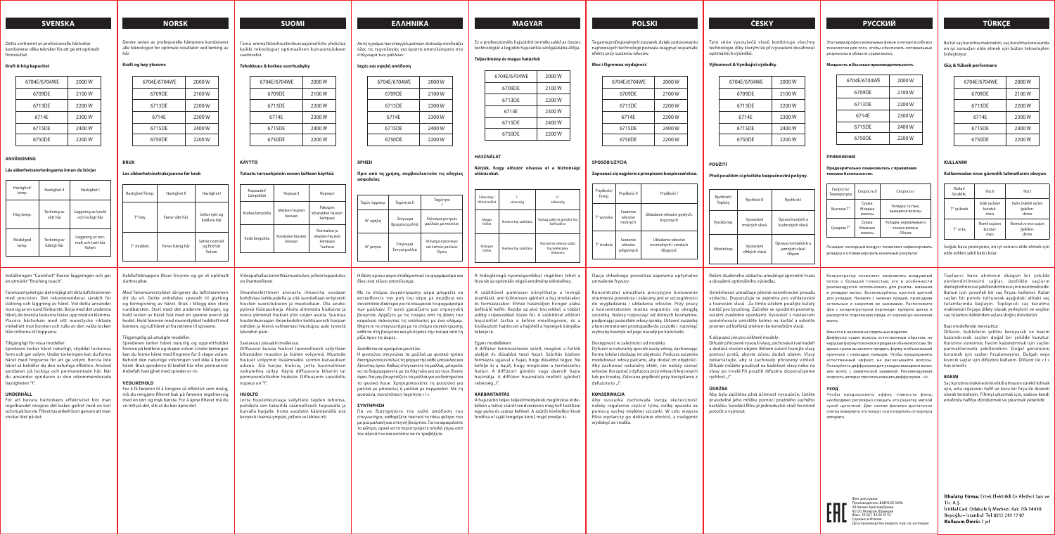## SVENSKA

Detta sortiment av professionella hårtorkar kombinerar olika tekniker för att ge ett optimalt fönresultat.

### Kraft & hög kapacitet

| | |
|---|---|
| 6704E/6704WE | 2000 W |
| 6709DE | 2100 W |
| 6713DE | 2200 W |
| 6714E | 2300 W |
| 6715DE | 2400 W |
| 6750DE | 2200 W |

### ANVÄNDNING

**Läs säkerhetsanvisningarna innan du börjar**

| Hastighet/temp. | Hastighet II | Hastighet I |
|---|---|---|
| Hög temp. | Torkning av vått hår | Läggning av tjockt och lockigt hår |
| Medelgod temp. | Torkning av fuktigt hår | Läggning av normalt och tunt hår Volym |

Inställningen "Coolshot" fixerar läggningen och ger en utmärkt "finishing touch".

Fönmunstycket gör det möjligt att rikta luftströmmen med precision. Det rekommenderas särskilt för slätning och läggning av håret. Vid detta använder man sig av en rund fönborste. Börja med det understa håret, de översta lockarna fästes upp med en klämma. Placera hårtorken med sitt munstycke riktade vinkelrätt mot borsten och rulla av den valda locken från rötterna till topparna.

Tillgängligt för vissa modeller:

Spridaren torkar håret naturligt, skyddar lockarnas form och ger volym. Under torkningen kan du forma håret med fingrarna för att ge volym. Borsta inte håret så behåller du den naturliga effekten. Använd spridaren på lockiga och permanentade hår. När du använder spridaren är den rekommenderade hastigheten "I".

**UNDERHÅLL**

För att bevara hårtorkens effektivitet bör man regelbundet rengöra det bakre gallret med en torr och mjuk borste. Filtret tas enkelt bort genom att man vrickar litet på det.

## NORSK

Denne serien av profesjonelle hårtørrere kombinerer alle teknologier for optimale resultater ved tørking av hår.

### Kraft og høy ytevne

| | |
|---|---|
| 6704E/6704WE | 2000 W |
| 6709DE | 2100 W |
| 6713DE | 2200 W |
| 6714E | 2300 W |
| 6715DE | 2400 W |
| 6750DE | 2200 W |

### BRUK

**Les sikkerhetsinstruksjonene før bruk**

| Hastighet/Temp. | Hastighet II | Hastighet I |
|---|---|---|
| T° høy | Føner vått hår | Setter tykt og krøllete hår |
| T° middels | Føner fuktig hår | Setter normalt og fint hår Volum |

Kaldluftsknappen fikser frisyren og gir et optimalt sluttresultat.

Med fønemunnstykket dirigerer du luftstrømmen dit du vil. Dette anbefales spesielt til glatting og formgivning av håret. Bruk i tillegg den store rundbørsten. Start med det underste hårlaget, og hold resten av håret fast med en spenne øverst på hodet. Hold føneren med munnstykket loddrett mot børsten, og rull håret ut fra røttene til spissene.

Tilgjengelig på utvalgte modeller:

Spredeeren tørker håret naturlig og opprettholder formen på krøllene og skaper volum. Under tørkingen kan du forme håret med fingrene for å skape volum. Behold den naturlige virkningen ved ikke å børste håret. Bruk spredeeren til krøllet hår eller permanent. Anbefalt hastighet med spreder er «I».

**VEDLIKEHOLD**

For å få føneren til å fungere så effektivt som mulig, må du rengjøre filteret bak på føneren regelmessig med en tørr og myk børste. For å åpne filteret må du vri lett på det, slik at du kan åpne det.

## SUOMI

Tämä ammattilaishiustenkuivaajasarja yhdistää kaikki teknologiat optimaalisen kuivaustuloksen saamiseksi.

### Tehokkuus & korkea suorituskyky

| | |
|---|---|
| 6704E/6704WE | 2000 W |
| 6709DE | 2100 W |
| 6713DE | 2200 W |
| 6714E | 2300 W |
| 6715DE | 2400 W |
| 6750DE | 2200 W |

### KÄYTTÖ

**Tutustu turvaohjeisiin ennen laitteen käyttöä**

| Nopeudet/Lämpötilat | Nopeus II | Nopeus I |
|---|---|---|
| Korkea lämpötila | Märkien hiusten kuivaus | Paksujen kiharoiden hiusten kampaus |
| Keski lämpötila | Kosteiden hiusten kuivaus | Normalien ja ohuiden hiusten kampaus Tuuheus |

Viileäpuhallus kiinnittää muotoilun, jolloin lopputulos on ihanteellinen.

Ilmankeskittimen ansiosta ilmavirta voidaan kohdistaa tarkkuudella ja sitä suositellaan erityisesti hiusten suoristukseen ja muotoiluun. Ota avuksi pyöreä föönausharja. Aloita alimmista hiuksista ja nosta ylemmät hiukset ylös soljen avulla. Suuntaa hiustenkuivaajan ilmankeskitin kohtisuorasti harjaan nähden ja kierrä valitsemasi hiustupsu auki tyvestä latvoihin päin.

Saatavissa joissakin malleissa:

Diffuusori kuivaa hiukset luonnollisesti säilyttäen kiharoiden muodon ja lisäten volyymiä. Muotoile hiukset volyymin lisäämiseksi sormin kuivauksen aikana. Älä harjaa hiuksia, jotta luonnollinen vaikutelma säilyy. Käytä diffuusoria kiharille tai permanenttatuille hiuksille. Diffuusorin suositeltu nopeus on "I".

**HUOLTO**

Jotta hiustenkuivaaja säilyttäisi täyden tehonsa, puhdista sen takaritilä säännöllisesti taipuisalla ja kuivalla harjalla. Irrota suodatin kääntämällä sitä kevyesti itsensä ympäri, jolloin se lähtee irti.

## ΕΛΛΗΝΙΚΑ

Αυτή η γκάμα των επαγγελματικών σεσουάρ συνδυάζει όλες τις τεχνολογίες για άριστα αποτελέσματα στο στέγνωμα των μαλλιών.

### Ισχύς και υψηλή απόδοση

| | |
|---|---|
| 6704E/6704WE | 2000 W |
| 6709DE | 2100 W |
| 6713DE | 2200 W |
| 6714E | 2300 W |
| 6715DE | 2400 W |
| 6750DE | 2200 W |

### ΧΡΗΣΗ

**Πριν από τη χρήση, συμβουλευτείτε τις οδηγίες ασφαλείας**

| Ταχ/θερμοκρ. | Ταχύτητα II | Ταχύτητα I |
|---|---|---|
| Θ° υψηλή | Στέγνωμα βρεγμένα μαλλιά | Χτένισμα χοντρών μαλλιών με μπούκλες |
| Θ° μέτρια | Στέγνωμα Στεγνά μαλλιά | Χτένισμα κανονικών και λεπτών μαλλιών Όγκος |

Η θέση κρύου αέρα σταθεροποιεί το φορμάρισμα και δίνει ένα τέλειο αποτέλεσμα.

Με το στόμιο συγκέντρωσης αέρα μπορείτε να κατευθύνετε την ροή του αέρα με ακρίβεια και συνιστάται ιδιαίτερα για το ίσιωμα και το φορμάρισμα των μαλλιών. Γι' αυτό χρησιμοποιείτε μια στρογγυλή βούρτσα. Αρχίζετε με τις τούφες από τη βάση του κεφαλιού πιάνοντας τις υπόλοιπες με ένα κλάμερ. Φέρνετε το στεγνωτήρα με το στόμιο συγκέντρωσης κάθετα στη βούρτσα και ξετυλίγετε την τούφα από τη ρίζα προς τις άκρες.

Διατίθεται σε ορισμένα μοντέλα:

Η φυσούνα στεγνώνει τα μαλλιά με φυσικό τρόπο διατηρώντας ανέπαφο το σχήμα της κάθε μπούκλας και δίνοντας όγκο. Καθώς στεγνώνετε τα μαλλιά, μπορείτε να τα διαμορφώνετε με τα δάχτυλα για να τους δίνετε όγκο. Να μην βουρτσίζετε τα μαλλιά για να διατηρείται το φυσικό λουκ. Χρησιμοποιείστε τη φυσούνα για μαλλιά με μπούκλες ή μαλλιά με περμανάντ. Με τη φυσούνα, συνιστάται η ταχύτητα « I ».

**ΣΥΝΤΗΡΗΣΗ**

Για να διατηρήσετε την καλή απόδοση του στεγνωτήρα, καθαρίζετε τακτικά το πίσω φίλτρο του με μια μαλακή και στεγνή βούρτσα. Για να αφαιρέσετε το φίλτρο, αρκεί να το περιστρέψετε απαλά γύρω από τον άξονά του και κατόπιν να το τραβήξετε.

## MAGYAR

Ez a professzionális hajszárító termékcsalád az összes technológiát a legjobb hajszárítás szolgálatába állítja.

### Teljesítmény és magas hatásfok

| | |
|---|---|
| 6704E/6704WE | 2000 W |
| 6709DE | 2100 W |
| 6713DE | 2200 W |
| 6714E | 2300 W |
| 6715DE | 2400 W |
| 6750DE | 2200 W |

### HASZNÁLAT

**Kérjük, hogy először olvassa el a biztonsági előírásokat.**

| Sebesség/Hőmérséklet | I. sebesség | II. sebesség |
|---|---|---|
| Magas hőfok | Nedves haj szárítása | Vastag szálú és göndör haj beállítása |
| Közepes hőfok | Nedves haj szárítása | Normál és vékony szálú haj beállítása Volumen |

A hidegleveg-nyomógombbal rögzíteni lehet a frizurát az optimális végső eredmény eléréséhez.

A szűkítővel pontosan irányíthatja a levegő áramlását, ami különösen ajánlott a haj simításakor és formázásakor. Ehhez használjon henger alakú befésülő kefét. Kezdje az alsó tincsekkel, a többit addig csipeszekkel tűzze fel. A szűkítővel ellátott hajszárítót tartsa a kefére merőlegesen, és a kiválasztott hajtincset a hajtőből a hajvégek irányába tekerje le.

Egyes modelleken:

A diffúzor természetesen szárít, megőrzi a fürtök alakját és dúsabbá teszi hajat. Szárítás közben formázza ujjaival a hajat, hogy dúsabb legye. Ne kefélje ki a hajat, hogy megőrizze a természetes hatást. A diffúzort göndör vagy dauerolt hajra használja. A diffúzor használata mellett ajánlott sebesség „I".

**KARBANTARTÁS**

A hajszárító teljes teljesítményének megőrzése érdekében a hátsó szűrőt rendszeresen meg kell tisztítani egy puha és száraz kefével. A szűrőt kivételkor kissé fordítsa el saját tengelye körül, majd emelje ki.

## POLSKI

Ta gama profesjonalnych suszarek, dzięki zastosowaniu najnowszych technologii pozwala osiągnąć wspaniałe efekty przy suszeniu włosów.

### Moc i Ogromna wydajność

| | |
|---|---|
| 6704E/6704WE | 2000 W |
| 6709DE | 2100 W |
| 6713DE | 2200 W |
| 6714E | 2300 W |
| 6715DE | 2400 W |
| 6750DE | 2200 W |

### SPOSÓB UŻYCIA

**Zapoznać się najpierw z przepisami bezpieczeństwa.**

| Prędkość/Temp. | Prędkość II | Prędkość I |
|---|---|---|
| T° wysoka | Suszenie włosów mokrych | Układanie włosów gęstych, kręconych |
| T° średnia | Suszenie włosów wilgotnych | Układanie włosów normalnych i cienkich Objętość |

Opcja chłodnego powietrza zapewnia optymalne utrwalenie fryzury.

Koncentrator umożliwia precyzyjne kierowanie strumienia powietrza i zalecany jest w szczególności do wygładzania i układania włosów. Przy pracy z koncentratorem można wspomóc się okrągłą szczotką. Należy rozpocząć od dolnych kosmyków, podpinając pozostałe włosy spinką. Ustawić suszarkę z koncentratorem prostopadle do szczotki i rozwinąć wybrany kosmyk od jego nasady po końcówki.

Dostępność w zależności od modelu:

Dyfuzor w naturalny sposób suszy włosy, zachowując formę loków i dodając im objętości. Podczas suszenia modelować włosy palcami, aby dodać im objętości. Aby zachować naturalny efekt, nie należy czesać włosów. Korzystać z dyfuzora przy włosach kręconych lub po trwałej. Zalecana prędkość przy korzystaniu z dyfuzora to „I".

**KONSERWACJA**

Aby suszarka zachowała swoją skuteczność należy regularnie czyścić tylną siatkę aparatu za pomocą suchej miękkiej szczotki. W celu wyjęcia filtra wystarczy go delikatnie obrócić, a następnie wydobyć ze środka.

## ČESKY

Tato série vysoušečů vlasů kombinuje všechny technologie, díky kterým lze při vysoušení dosáhnout optimálních výsledků.

### Výkonnost & Vynikající výsledky

| | |
|---|---|
| 6704E/6704WE | 2000 W |
| 6709DE | 2100 W |
| 6713DE | 2200 W |
| 6714E | 2300 W |
| 6715DE | 2400 W |
| 6750DE | 2200 W |

### POUŽITÍ

**Před použitím si přečtěte bezpečnostní pokyny.**

| Rychlost/Teploty | Rychlost II | Rychlost I |
|---|---|---|
| Vysoká tep. | Vysoušení mokrých vlasů | Úprava hustých a kudrnatých vlasů |
| Střední tep. | Vysoušení vlhkých vlasů | Úprava normálních a jemných vlasů Objem |

Režim studeného vzduchu umožňuje zpevnění tvaru a dosažení optimálního výsledku.

Usměrňovač umožňuje přesné nasměrování proudu vzduchu. Doporučuje se zejména pro vyhlazování a tvarování vlasů. Za tímto účelem použijte kulatý kartáč pro brushing. Začněte se spodními prameny, ostatními zvedněte sponkami. Vysoušeč s nástavcem usměrňovače umístěte kolmo na kartáč a odvíjte pramen od kořínků směrem ke konečkům vlasů.

K dispozici jen pro některé modely:

Difuzér přirozeně vysouší vlasy, zachovává tvar kadeří a dodává vlasům objem. Během sušení tvarujte vlasy pomocí prstů, abyste účesu dodali objem. Vlasy nekartáčujte, aby si zachovaly přirozený vzhled. Difuzér můžete používat na kadeřavé vlasy nebo na vlasy po trvalé. Při použití difuzéru doporučujeme rychlost „I".

**ÚDRŽBA**

Aby byla zajištěna plná účinnost vysoušeče, čistěte pravidelně jeho mřížku pomocí pružného suchého kartáčku. Sundání filtru je jednoduché: stačí ho mírně pootočit a vyjmout.

## РУССКИЙ

Эта гамма профессиональных фенов сочетает в себе все технологии для того, чтобы обеспечить оптимальные результаты в области сушки волос.

### Мощность и Высокая производительность

| | |
|---|---|
| 6704E/6704WE | 2000 W |
| 6709DE | 2100 W |
| 6713DE | 2200 W |
| 6714E | 2300 W |
| 6715DE | 2400 W |
| 6750DE | 2200 W |

### ПРИМЕНЕНИЕ

**Предварительно ознакомьтесь с правилами техники безопасности.**

| Скорость/Температура | Скорость II | Скорость I |
|---|---|---|
| Высокая T° | Сушка: Мокрые волосы | Укладка: густые, вьющиеся волосы |
| Средняя T° | Сушка: Влажные волосы | Укладка: нормальные и тонкие волосы Объем |

Позиция «холодный воздух» позволяет зафиксировать укладку и оптимизировать конечный результат.

Концентратор позволяет направлять воздушный поток с большой точностью; его в особенности рекомендуется использовать для разглаживания и укладки волос. Воспользуйтесь круглой щеткой для укладки. Начните с нижних прядей, приподняв остальные и закрепив их зажимами. Расположите фен с концентратором перпендикулярно щетке и раскрутите отделенную прядь от корней до кончиков волос.

Имеется в наличии на отдельных моделях:

Диффузор сушит волосы естественным образом, не нарушая форму локонов и придавая объем волосам. Во время сушки вы можете придать форму и объем вашей прическе с помощью пальцев. Чтобы предохранить естественный эффект, не расчесывайте волосы. Пользуйтесь диффузором для укладки вьющихся волос или волос с химической завивкой. Рекомендуемая скорость аппарат при пользовании диффузором - «I».

**УХОД**

Чтобы предохранить эффективность фена, необходимо регулярно очищать его решетку мягкой сухой щеточкой. Для снятия фильтра достаточно слегка повернуть его вокруг оси и отделить от корпуса аппарата.

Фен для сушки
Производитель: BABYLISS SARL
99 Авеню Аристид Бриан
92120, Монруж, Франция
Факс: 33 (0)1 46 56 47 52
Сделано в Италии
Дата производства (неделя/год): см. на товаре

## TÜRKÇE

Bu tür saç kurutma makineleri, saç kurutma konusunda en iyi sonuçları elde etmek için bütün teknolojileri birleştiriyor.

### Güç & Yüksek performans

| | |
|---|---|
| 6704E/6704WE | 2000 W |
| 6709DE | 2100 W |
| 6713DE | 2200 W |
| 6714E | 2300 W |
| 6715DE | 2400 W |
| 6750DE | 2200 W |

### KULLANIM

**Kullanmadan önce güvenlik talimatlarını okuyun**

| Hızlar/Sıcaklık | Hız II | Hız I |
|---|---|---|
| T° yüksek | Islak saçların kurutulması | Kalın, bukleli saçları şekillendirme |
| T° orta | Nemli saçların kurutulması | Normal ve ince saçları şekillendirme |

Soğuk hava pozisyonu, en iyi sonucu elde etmek için elde edilen şekli kalıcı kılar.

Toplayıcı hava akımının düzgün bir şekilde yönlendirilmesini sağlar, özellikle saçların düzleştirilmesi ve şekillendirilmesi için önerilmektedir. Bunun için yuvarlak bir saç fırçası kullanın. Kalan saçları bir pensle tutturarak aşağıdaki alttaki saç tutamlarından başlayın. Toplayıcılı saç kurutma makinesini fırçaya dikey olarak yerleştirin ve seçilen saç tutamını köklerden uçlara doğru döndürün.

Bazı modellerde mevcuttur:

Difüzör, buklelerin şeklini koruyarak ve hacim kazandırarak saçları doğal bir şekilde kurutur. Kurutma süresince, hacim kazandırmak için saçları parmaklarınızla şekillendirin. Doğal görünümü korumak için saçlarınızı fırçalamayınız. Dalgalı veya kıvırcık saçlar için difüzörü kullanın. Difüzör ile « I » hızı önerilir.

**BAKIM**

Saç kurutma makinesinin etkili olmasını sürekli kılmak için, arka ızgarasını hafif ve kuru bir fırça ile düzenli olarak temizleyin. Filtreyi çıkarmak için, sadece kendi etrafında hafifçe döndürmek ve çıkarmak yeterlidir.

**İthalatçı Firma:** Ertek Elektrikli Ev Aletleri San ve Tic. A.Ş.
İstiklal Cad. Odakule İş Merkezi. Kat: 7/A 34430
Beyoğlu – İstanbul Tel: 0212 293 17 07
**Kullanım Ömrü:** 7 yıl